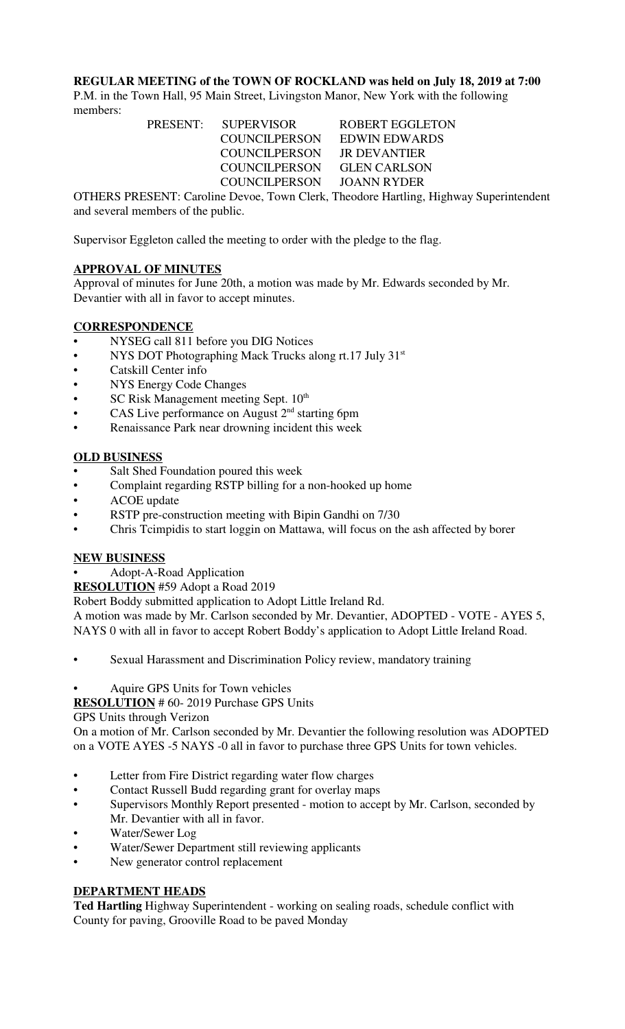**REGULAR MEETING of the TOWN OF ROCKLAND was held on July 18, 2019 at 7:00** P.M. in the Town Hall, 95 Main Street, Livingston Manor, New York with the following members:

| PRESENT: | SUPERVISOR | ROBERT EGGLETON |
|---|---|---|
| | COUNCILPERSON | EDWIN EDWARDS |
| | COUNCILPERSON | JR DEVANTIER |
| | COUNCILPERSON | GLEN CARLSON |
| | COUNCILPERSON | JOANN RYDER |

OTHERS PRESENT: Caroline Devoe, Town Clerk, Theodore Hartling, Highway Superintendent and several members of the public.

Supervisor Eggleton called the meeting to order with the pledge to the flag.

**APPROVAL OF MINUTES**

Approval of minutes for June 20th, a motion was made by Mr. Edwards seconded by Mr. Devantier with all in favor to accept minutes.

**CORRESPONDENCE**

- NYSEG call 811 before you DIG Notices
- NYS DOT Photographing Mack Trucks along rt.17 July 31st
- Catskill Center info
- NYS Energy Code Changes
- SC Risk Management meeting Sept. 10th
- CAS Live performance on August 2nd starting 6pm
- Renaissance Park near drowning incident this week

**OLD BUSINESS**

- Salt Shed Foundation poured this week
- Complaint regarding RSTP billing for a non-hooked up home
- ACOE update
- RSTP pre-construction meeting with Bipin Gandhi on 7/30
- Chris Tcimpidis to start loggin on Mattawa, will focus on the ash affected by borer

**NEW BUSINESS**

- Adopt-A-Road Application

**RESOLUTION** #59 Adopt a Road 2019

Robert Boddy submitted application to Adopt Little Ireland Rd.

A motion was made by Mr. Carlson seconded by Mr. Devantier, ADOPTED - VOTE - AYES 5, NAYS 0 with all in favor to accept Robert Boddy's application to Adopt Little Ireland Road.

- Sexual Harassment and Discrimination Policy review, mandatory training

- Aquire GPS Units for Town vehicles

**RESOLUTION** # 60- 2019 Purchase GPS Units

GPS Units through Verizon

On a motion of Mr. Carlson seconded by Mr. Devantier the following resolution was ADOPTED on a VOTE AYES -5 NAYS -0 all in favor to purchase three GPS Units for town vehicles.

- Letter from Fire District regarding water flow charges
- Contact Russell Budd regarding grant for overlay maps
- Supervisors Monthly Report presented - motion to accept by Mr. Carlson, seconded by Mr. Devantier with all in favor.
- Water/Sewer Log
- Water/Sewer Department still reviewing applicants
- New generator control replacement

**DEPARTMENT HEADS**

**Ted Hartling** Highway Superintendent - working on sealing roads, schedule conflict with County for paving, Grooville Road to be paved Monday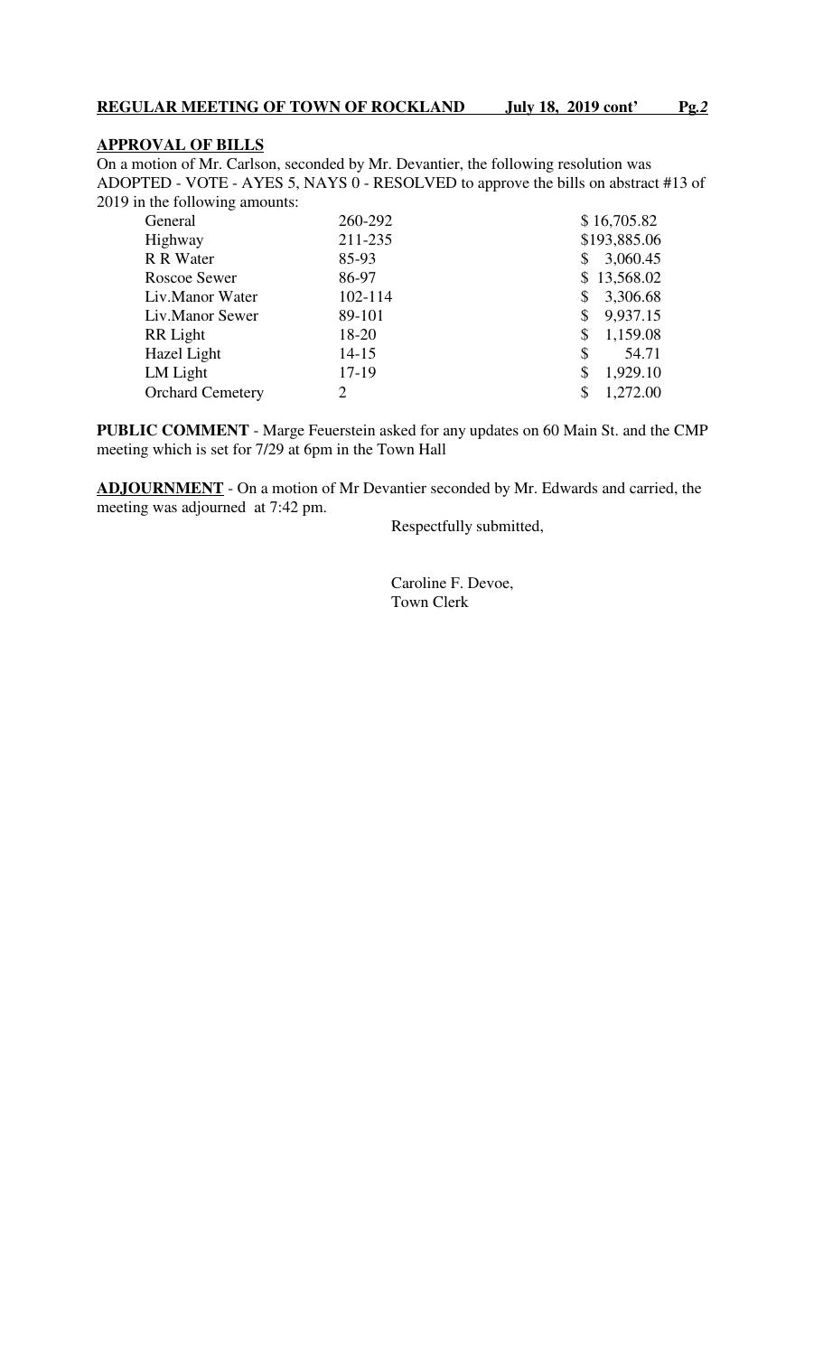**APPROVAL OF BILLS**

On a motion of Mr. Carlson, seconded by Mr. Devantier, the following resolution was ADOPTED - VOTE - AYES 5, NAYS 0 - RESOLVED to approve the bills on abstract #13 of 2019 in the following amounts:

| | | |
|---|---|---|
| General | 260-292 | $ 16,705.82 |
| Highway | 211-235 | $193,885.06 |
| R R Water | 85-93 | $ 3,060.45 |
| Roscoe Sewer | 86-97 | $ 13,568.02 |
| Liv.Manor Water | 102-114 | $ 3,306.68 |
| Liv.Manor Sewer | 89-101 | $ 9,937.15 |
| RR Light | 18-20 | $ 1,159.08 |
| Hazel Light | 14-15 | $ 54.71 |
| LM Light | 17-19 | $ 1,929.10 |
| Orchard Cemetery | 2 | $ 1,272.00 |

**PUBLIC COMMENT** - Marge Feuerstein asked for any updates on 60 Main St. and the CMP meeting which is set for 7/29 at 6pm in the Town Hall

**ADJOURNMENT** - On a motion of Mr Devantier seconded by Mr. Edwards and carried, the meeting was adjourned at 7:42 pm.

Respectfully submitted,

Caroline F. Devoe,
Town Clerk